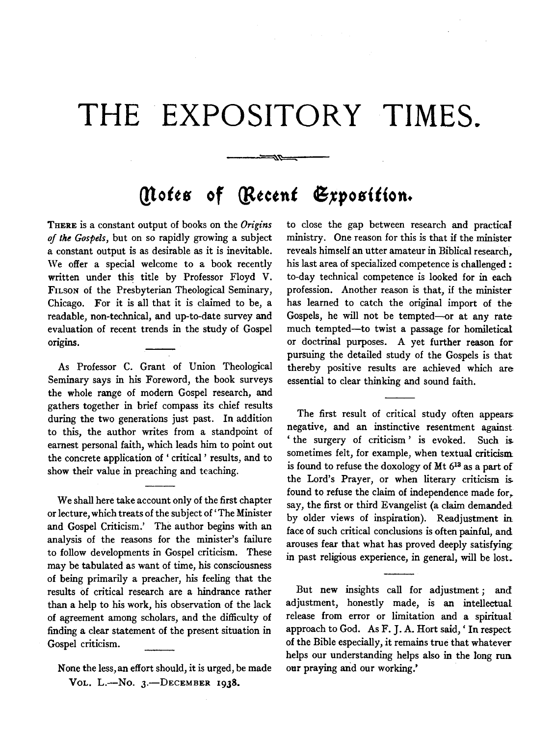# THE EXPOSITORY TIMES.

## Notes of Recent Exposition.

THERE is a constant output of books on the *Origins of the Gospels*, but on so rapidly growing a subject a constant output is as desirable as it is inevitable. We offer a special welcome to a book recently written under this title by Professor Floyd V. FILSON of the Presbyterian Theological Seminary, Chicago. For it is all that it is claimed to be, a readable, non-technical, and up-to-date survey and evaluation of recent trends in the study of Gospel origins.

As Professor C. Grant of Union Theological Seminary says in his Foreword, the book surveys the whole range of modern Gospel research, and gathers together in brief compass its chief results during the two generations just past. In addition to this, the author writes from a standpoint of earnest personal faith, which leads him to point out the concrete application of 'critical' results, and to show their value in preaching and teaching.

We shall here take account only of the first chapter or lecture, which treats of the subject of 'The Minister and Gospel Criticism.' The author begins with an analysis of the reasons for the minister's failure to follow developments in Gospel criticism. These may be tabulated as want of time, his consciousness of being primarily a preacher, his feeling that the results of critical research are a hindrance rather than a help to his work, his observation of the lack of agreement among scholars, and the difficulty of finding a clear statement of the present situation in Gospel criticism.

None the less, an effort should, it is urged, be made to close the gap between research and practical ministry. One reason for this is that if the minister reveals himself an utter amateur in Biblical research, his last area of specialized competence is challenged: to-day technical competence is looked for in each profession. Another reason is that, if the minister has learned to catch the original import of the Gospels, he will not be tempted—or at any rate much tempted—to twist a passage for homiletical or doctrinal purposes. A yet further reason for pursuing the detailed study of the Gospels is that thereby positive results are achieved which are essential to clear thinking and sound faith.

The first result of critical study often appears negative, and an instinctive resentment against 'the surgery of criticism' is evoked. Such is sometimes felt, for example, when textual criticism is found to refuse the doxology of Mt $6^{13}$ as a part of the Lord's Prayer, or when literary criticism is found to refuse the claim of independence made for, say, the first or third Evangelist (a claim demanded by older views of inspiration). Readjustment in face of such critical conclusions is often painful, and arouses fear that what has proved deeply satisfying in past religious experience, in general, will be lost.

But new insights call for adjustment; and adjustment, honestly made, is an intellectual release from error or limitation and a spiritual approach to God. As F. J. A. Hort said, 'In respect of the Bible especially, it remains true that whatever helps our understanding helps also in the long run our praying and our working.'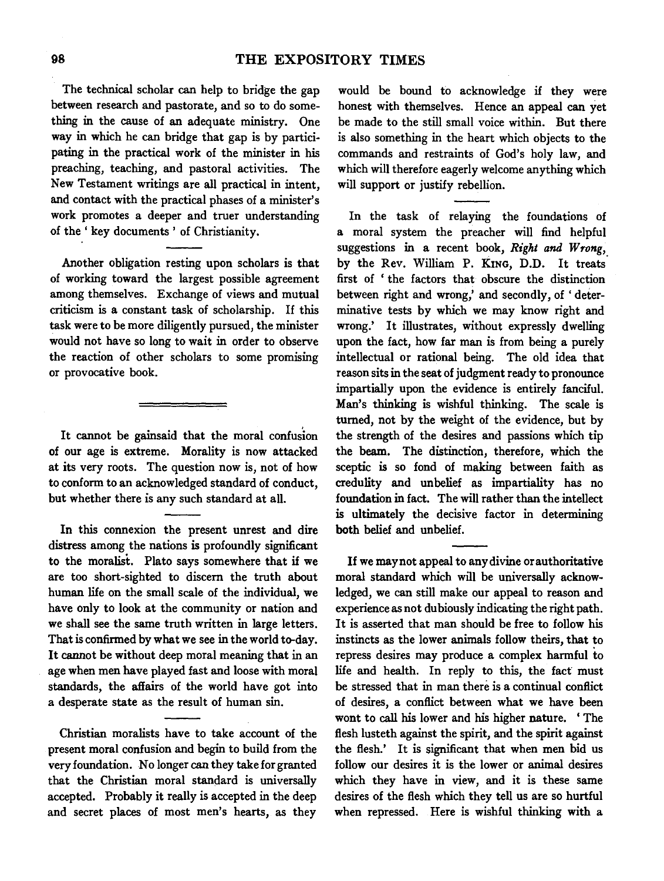The technical scholar can help to bridge the gap between research and pastorate, and so to do something in the cause of an adequate ministry. One way in which he can bridge that gap is by participating in the practical work of the minister in his preaching, teaching, and pastoral activities. The New Testament writings are all practical in intent, and contact with the practical phases of a minister's work promotes a deeper and truer understanding of the 'key documents' of Christianity.

---

Another obligation resting upon scholars is that of working toward the largest possible agreement among themselves. Exchange of views and mutual criticism is a constant task of scholarship. If this task were to be more diligently pursued, the minister would not have so long to wait in order to observe the reaction of other scholars to some promising or provocative book.

---

It cannot be gainsaid that the moral confusion of our age is extreme. Morality is now attacked at its very roots. The question now is, not of how to conform to an acknowledged standard of conduct, but whether there is any such standard at all.

---

In this connexion the present unrest and dire distress among the nations is profoundly significant to the moralist. Plato says somewhere that if we are too short-sighted to discern the truth about human life on the small scale of the individual, we have only to look at the community or nation and we shall see the same truth written in large letters. That is confirmed by what we see in the world to-day. It cannot be without deep moral meaning that in an age when men have played fast and loose with moral standards, the affairs of the world have got into a desperate state as the result of human sin.

---

Christian moralists have to take account of the present moral confusion and begin to build from the very foundation. No longer can they take for granted that the Christian moral standard is universally accepted. Probably it really is accepted in the deep and secret places of most men's hearts, as they would be bound to acknowledge if they were honest with themselves. Hence an appeal can yet be made to the still small voice within. But there is also something in the heart which objects to the commands and restraints of God's holy law, and which will therefore eagerly welcome anything which will support or justify rebellion.

---

In the task of relaying the foundations of a moral system the preacher will find helpful suggestions in a recent book, *Right and Wrong*, by the Rev. William P. King, D.D. It treats first of 'the factors that obscure the distinction between right and wrong,' and secondly, of 'determinative tests by which we may know right and wrong.' It illustrates, without expressly dwelling upon the fact, how far man is from being a purely intellectual or rational being. The old idea that reason sits in the seat of judgment ready to pronounce impartially upon the evidence is entirely fanciful. Man's thinking is wishful thinking. The scale is turned, not by the weight of the evidence, but by the strength of the desires and passions which tip the beam. The distinction, therefore, which the sceptic is so fond of making between faith as credulity and unbelief as impartiality has no foundation in fact. The will rather than the intellect is ultimately the decisive factor in determining both belief and unbelief.

---

If we may not appeal to any divine or authoritative moral standard which will be universally acknowledged, we can still make our appeal to reason and experience as not dubiously indicating the right path. It is asserted that man should be free to follow his instincts as the lower animals follow theirs, that to repress desires may produce a complex harmful to life and health. In reply to this, the fact must be stressed that in man there is a continual conflict of desires, a conflict between what we have been wont to call his lower and his higher nature. 'The flesh lusteth against the spirit, and the spirit against the flesh.' It is significant that when men bid us follow our desires it is the lower or animal desires which they have in view, and it is these same desires of the flesh which they tell us are so hurtful when repressed. Here is wishful thinking with a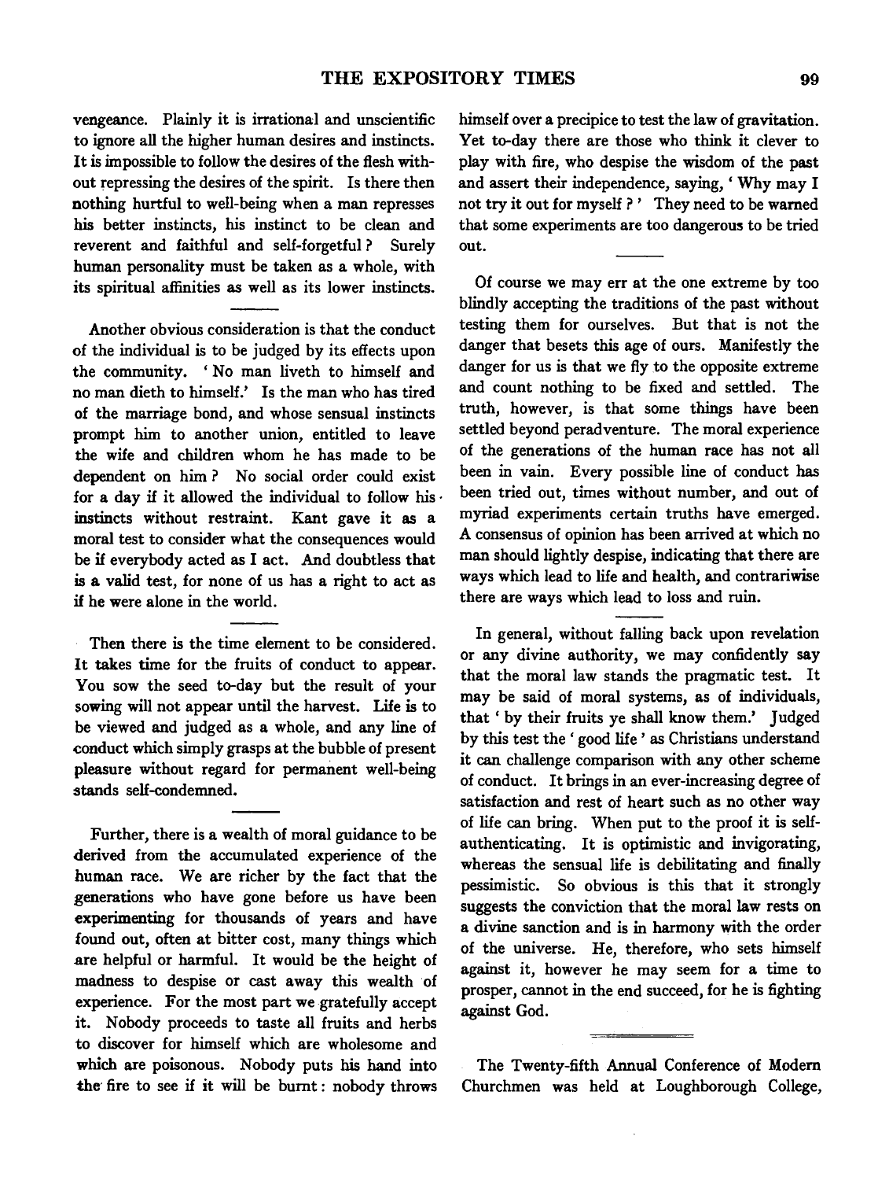vengeance. Plainly it is irrational and unscientific to ignore all the higher human desires and instincts. It is impossible to follow the desires of the flesh without repressing the desires of the spirit. Is there then nothing hurtful to well-being when a man represses his better instincts, his instinct to be clean and reverent and faithful and self-forgetful? Surely human personality must be taken as a whole, with its spiritual affinities as well as its lower instincts.

---

Another obvious consideration is that the conduct of the individual is to be judged by its effects upon the community. 'No man liveth to himself and no man dieth to himself.' Is the man who has tired of the marriage bond, and whose sensual instincts prompt him to another union, entitled to leave the wife and children whom he has made to be dependent on him? No social order could exist for a day if it allowed the individual to follow his instincts without restraint. Kant gave it as a moral test to consider what the consequences would be if everybody acted as I act. And doubtless that is a valid test, for none of us has a right to act as if he were alone in the world.

---

Then there is the time element to be considered. It takes time for the fruits of conduct to appear. You sow the seed to-day but the result of your sowing will not appear until the harvest. Life is to be viewed and judged as a whole, and any line of conduct which simply grasps at the bubble of present pleasure without regard for permanent well-being stands self-condemned.

---

Further, there is a wealth of moral guidance to be derived from the accumulated experience of the human race. We are richer by the fact that the generations who have gone before us have been experimenting for thousands of years and have found out, often at bitter cost, many things which are helpful or harmful. It would be the height of madness to despise or cast away this wealth of experience. For the most part we gratefully accept it. Nobody proceeds to taste all fruits and herbs to discover for himself which are wholesome and which are poisonous. Nobody puts his hand into the fire to see if it will be burnt: nobody throws himself over a precipice to test the law of gravitation. Yet to-day there are those who think it clever to play with fire, who despise the wisdom of the past and assert their independence, saying, 'Why may I not try it out for myself?' They need to be warned that some experiments are too dangerous to be tried out.

---

Of course we may err at the one extreme by too blindly accepting the traditions of the past without testing them for ourselves. But that is not the danger that besets this age of ours. Manifestly the danger for us is that we fly to the opposite extreme and count nothing to be fixed and settled. The truth, however, is that some things have been settled beyond peradventure. The moral experience of the generations of the human race has not all been in vain. Every possible line of conduct has been tried out, times without number, and out of myriad experiments certain truths have emerged. A consensus of opinion has been arrived at which no man should lightly despise, indicating that there are ways which lead to life and health, and contrariwise there are ways which lead to loss and ruin.

---

In general, without falling back upon revelation or any divine authority, we may confidently say that the moral law stands the pragmatic test. It may be said of moral systems, as of individuals, that 'by their fruits ye shall know them.' Judged by this test the 'good life' as Christians understand it can challenge comparison with any other scheme of conduct. It brings in an ever-increasing degree of satisfaction and rest of heart such as no other way of life can bring. When put to the proof it is self-authenticating. It is optimistic and invigorating, whereas the sensual life is debilitating and finally pessimistic. So obvious is this that it strongly suggests the conviction that the moral law rests on a divine sanction and is in harmony with the order of the universe. He, therefore, who sets himself against it, however he may seem for a time to prosper, cannot in the end succeed, for he is fighting against God.

---

The Twenty-fifth Annual Conference of Modern Churchmen was held at Loughborough College,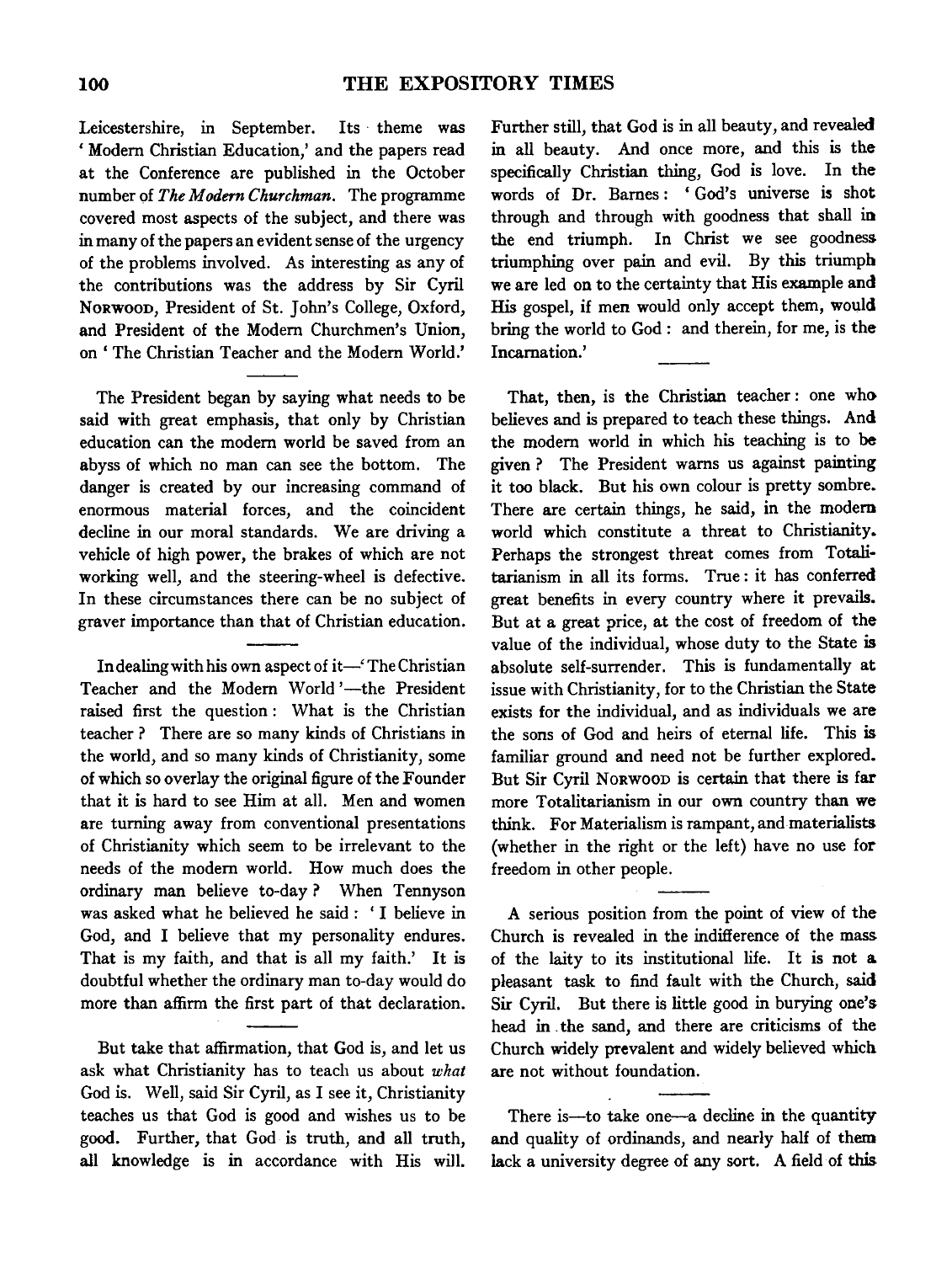Leicestershire, in September. Its theme was 'Modern Christian Education,' and the papers read at the Conference are published in the October number of *The Modern Churchman*. The programme covered most aspects of the subject, and there was in many of the papers an evident sense of the urgency of the problems involved. As interesting as any of the contributions was the address by Sir Cyril Norwood, President of St. John's College, Oxford, and President of the Modern Churchmen's Union, on 'The Christian Teacher and the Modern World.'

The President began by saying what needs to be said with great emphasis, that only by Christian education can the modern world be saved from an abyss of which no man can see the bottom. The danger is created by our increasing command of enormous material forces, and the coincident decline in our moral standards. We are driving a vehicle of high power, the brakes of which are not working well, and the steering-wheel is defective. In these circumstances there can be no subject of graver importance than that of Christian education.

In dealing with his own aspect of it—'The Christian Teacher and the Modern World'—the President raised first the question: What is the Christian teacher? There are so many kinds of Christians in the world, and so many kinds of Christianity, some of which so overlay the original figure of the Founder that it is hard to see Him at all. Men and women are turning away from conventional presentations of Christianity which seem to be irrelevant to the needs of the modern world. How much does the ordinary man believe to-day? When Tennyson was asked what he believed he said: 'I believe in God, and I believe that my personality endures. That is my faith, and that is all my faith.' It is doubtful whether the ordinary man to-day would do more than affirm the first part of that declaration.

But take that affirmation, that God is, and let us ask what Christianity has to teach us about *what* God is. Well, said Sir Cyril, as I see it, Christianity teaches us that God is good and wishes us to be good. Further, that God is truth, and all truth, all knowledge is in accordance with His will. Further still, that God is in all beauty, and revealed in all beauty. And once more, and this is the specifically Christian thing, God is love. In the words of Dr. Barnes: 'God's universe is shot through and through with goodness that shall in the end triumph. In Christ we see goodness triumphing over pain and evil. By this triumph we are led on to the certainty that His example and His gospel, if men would only accept them, would bring the world to God: and therein, for me, is the Incarnation.'

That, then, is the Christian teacher: one who believes and is prepared to teach these things. And the modern world in which his teaching is to be given? The President warns us against painting it too black. But his own colour is pretty sombre. There are certain things, he said, in the modern world which constitute a threat to Christianity. Perhaps the strongest threat comes from Totalitarianism in all its forms. True: it has conferred great benefits in every country where it prevails. But at a great price, at the cost of freedom of the value of the individual, whose duty to the State is absolute self-surrender. This is fundamentally at issue with Christianity, for to the Christian the State exists for the individual, and as individuals we are the sons of God and heirs of eternal life. This is familiar ground and need not be further explored. But Sir Cyril Norwood is certain that there is far more Totalitarianism in our own country than we think. For Materialism is rampant, and materialists (whether in the right or the left) have no use for freedom in other people.

A serious position from the point of view of the Church is revealed in the indifference of the mass of the laity to its institutional life. It is not a pleasant task to find fault with the Church, said Sir Cyril. But there is little good in burying one's head in the sand, and there are criticisms of the Church widely prevalent and widely believed which are not without foundation.

There is—to take one—a decline in the quantity and quality of ordinands, and nearly half of them lack a university degree of any sort. A field of this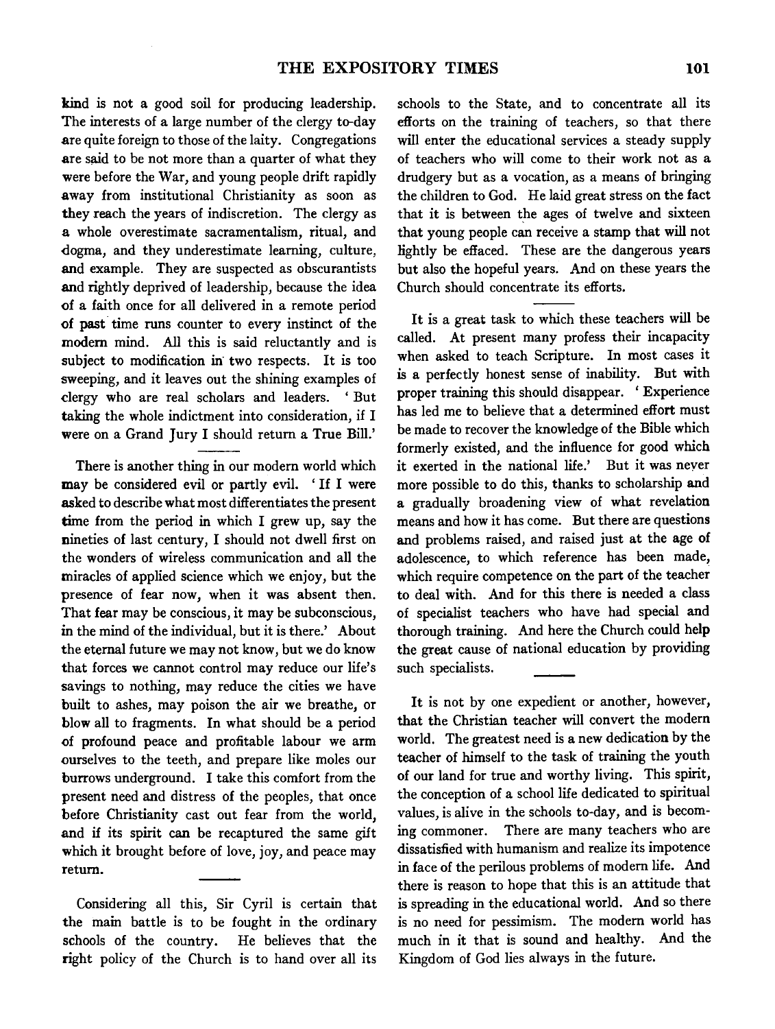kind is not a good soil for producing leadership. The interests of a large number of the clergy to-day are quite foreign to those of the laity. Congregations are said to be not more than a quarter of what they were before the War, and young people drift rapidly away from institutional Christianity as soon as they reach the years of indiscretion. The clergy as a whole overestimate sacramentalism, ritual, and dogma, and they underestimate learning, culture, and example. They are suspected as obscurantists and rightly deprived of leadership, because the idea of a faith once for all delivered in a remote period of past time runs counter to every instinct of the modern mind. All this is said reluctantly and is subject to modification in two respects. It is too sweeping, and it leaves out the shining examples of clergy who are real scholars and leaders. 'But taking the whole indictment into consideration, if I were on a Grand Jury I should return a True Bill.'

There is another thing in our modern world which may be considered evil or partly evil. 'If I were asked to describe what most differentiates the present time from the period in which I grew up, say the nineties of last century, I should not dwell first on the wonders of wireless communication and all the miracles of applied science which we enjoy, but the presence of fear now, when it was absent then. That fear may be conscious, it may be subconscious, in the mind of the individual, but it is there.' About the eternal future we may not know, but we do know that forces we cannot control may reduce our life's savings to nothing, may reduce the cities we have built to ashes, may poison the air we breathe, or blow all to fragments. In what should be a period of profound peace and profitable labour we arm ourselves to the teeth, and prepare like moles our burrows underground. I take this comfort from the present need and distress of the peoples, that once before Christianity cast out fear from the world, and if its spirit can be recaptured the same gift which it brought before of love, joy, and peace may return.

Considering all this, Sir Cyril is certain that the main battle is to be fought in the ordinary schools of the country. He believes that the right policy of the Church is to hand over all its schools to the State, and to concentrate all its efforts on the training of teachers, so that there will enter the educational services a steady supply of teachers who will come to their work not as a drudgery but as a vocation, as a means of bringing the children to God. He laid great stress on the fact that it is between the ages of twelve and sixteen that young people can receive a stamp that will not lightly be effaced. These are the dangerous years but also the hopeful years. And on these years the Church should concentrate its efforts.

It is a great task to which these teachers will be called. At present many profess their incapacity when asked to teach Scripture. In most cases it is a perfectly honest sense of inability. But with proper training this should disappear. 'Experience has led me to believe that a determined effort must be made to recover the knowledge of the Bible which formerly existed, and the influence for good which it exerted in the national life.' But it was never more possible to do this, thanks to scholarship and a gradually broadening view of what revelation means and how it has come. But there are questions and problems raised, and raised just at the age of adolescence, to which reference has been made, which require competence on the part of the teacher to deal with. And for this there is needed a class of specialist teachers who have had special and thorough training. And here the Church could help the great cause of national education by providing such specialists.

It is not by one expedient or another, however, that the Christian teacher will convert the modern world. The greatest need is a new dedication by the teacher of himself to the task of training the youth of our land for true and worthy living. This spirit, the conception of a school life dedicated to spiritual values, is alive in the schools to-day, and is becoming commoner. There are many teachers who are dissatisfied with humanism and realize its impotence in face of the perilous problems of modern life. And there is reason to hope that this is an attitude that is spreading in the educational world. And so there is no need for pessimism. The modern world has much in it that is sound and healthy. And the Kingdom of God lies always in the future.